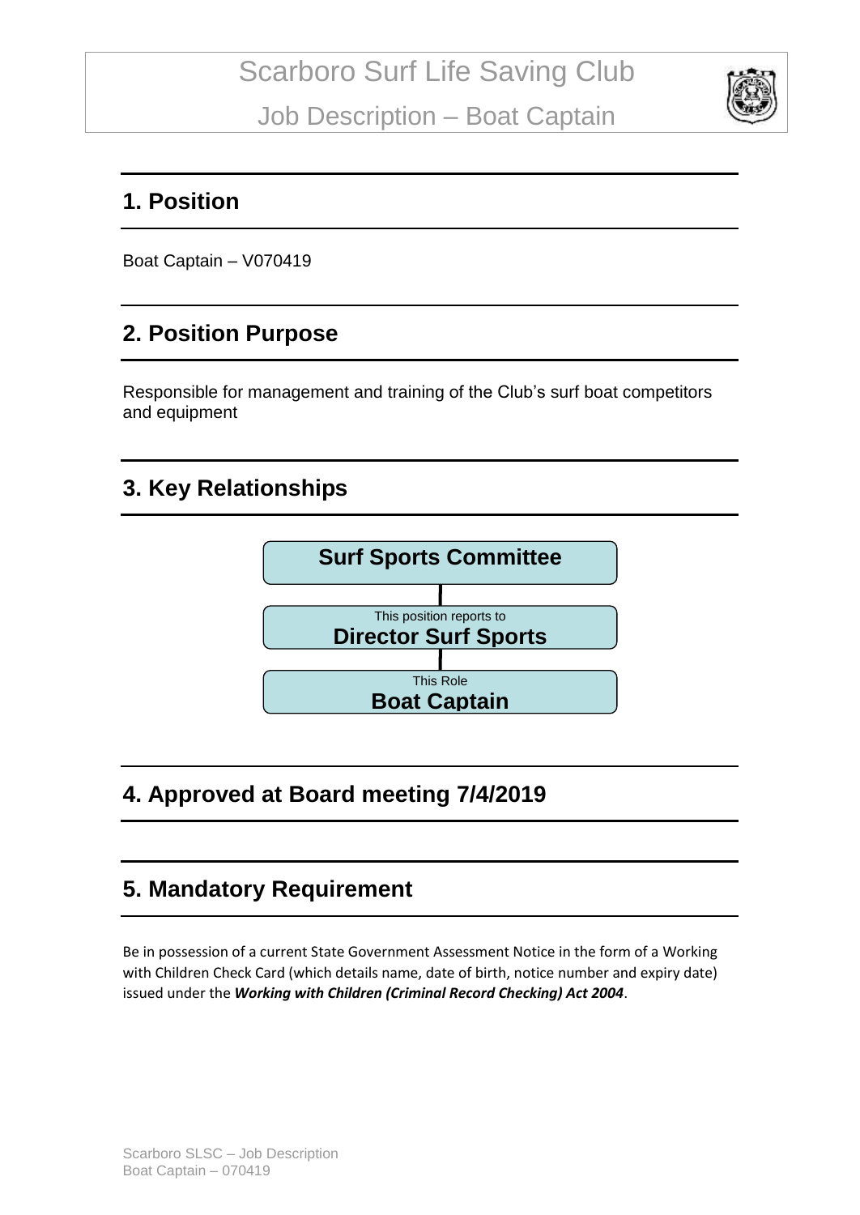# Scarboro Surf Life Saving Club

# Job Description – Boat Captain

## 1. Position

Boat Captain – V070419

## 2. Position Purpose

Responsible for management and training of the Club's surf boat competitors and equipment

## 3. Key Relationships

**Surf Sports Committee**

This position reports to
**Director Surf Sports**

This Role
**Boat Captain**

## 4. Approved at Board meeting 7/4/2019

## 5. Mandatory Requirement

Be in possession of a current State Government Assessment Notice in the form of a Working with Children Check Card (which details name, date of birth, notice number and expiry date) issued under the ***Working with Children (Criminal Record Checking) Act 2004***.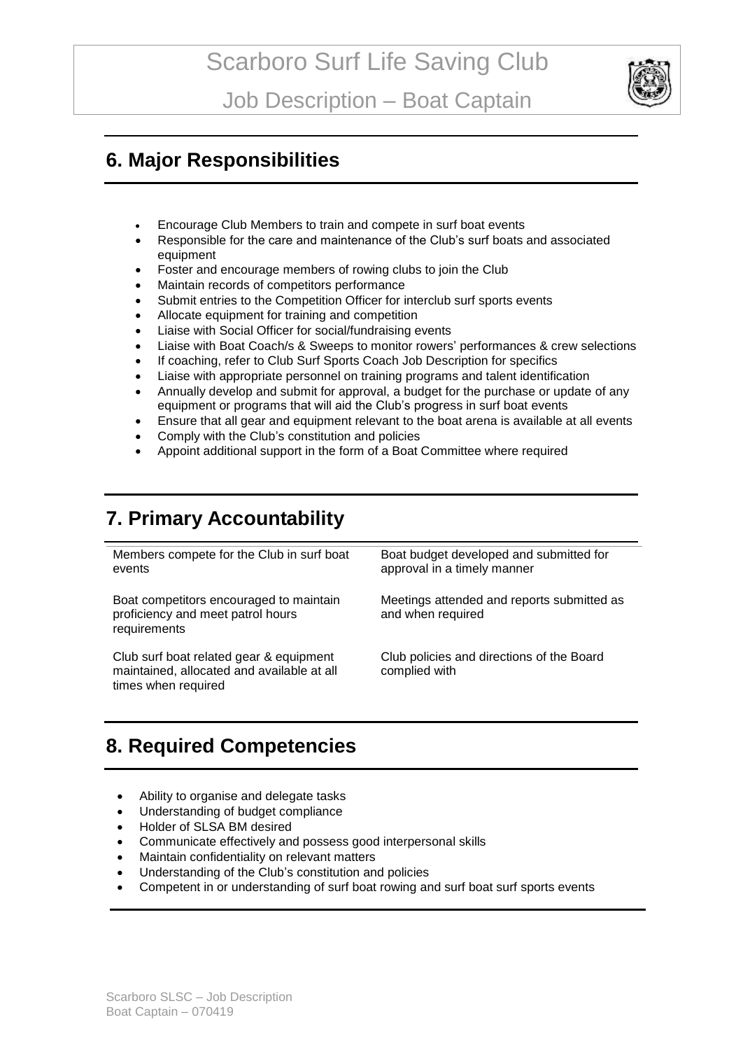## 6. Major Responsibilities

- Encourage Club Members to train and compete in surf boat events
- Responsible for the care and maintenance of the Club's surf boats and associated equipment
- Foster and encourage members of rowing clubs to join the Club
- Maintain records of competitors performance
- Submit entries to the Competition Officer for interclub surf sports events
- Allocate equipment for training and competition
- Liaise with Social Officer for social/fundraising events
- Liaise with Boat Coach/s & Sweeps to monitor rowers' performances & crew selections
- If coaching, refer to Club Surf Sports Coach Job Description for specifics
- Liaise with appropriate personnel on training programs and talent identification
- Annually develop and submit for approval, a budget for the purchase or update of any equipment or programs that will aid the Club's progress in surf boat events
- Ensure that all gear and equipment relevant to the boat arena is available at all events
- Comply with the Club's constitution and policies
- Appoint additional support in the form of a Boat Committee where required

## 7. Primary Accountability

| | |
|---|---|
| Members compete for the Club in surf boat events | Boat budget developed and submitted for approval in a timely manner |
| Boat competitors encouraged to maintain proficiency and meet patrol hours requirements | Meetings attended and reports submitted as and when required |
| Club surf boat related gear & equipment maintained, allocated and available at all times when required | Club policies and directions of the Board complied with |

## 8. Required Competencies

- Ability to organise and delegate tasks
- Understanding of budget compliance
- Holder of SLSA BM desired
- Communicate effectively and possess good interpersonal skills
- Maintain confidentiality on relevant matters
- Understanding of the Club's constitution and policies
- Competent in or understanding of surf boat rowing and surf boat surf sports events